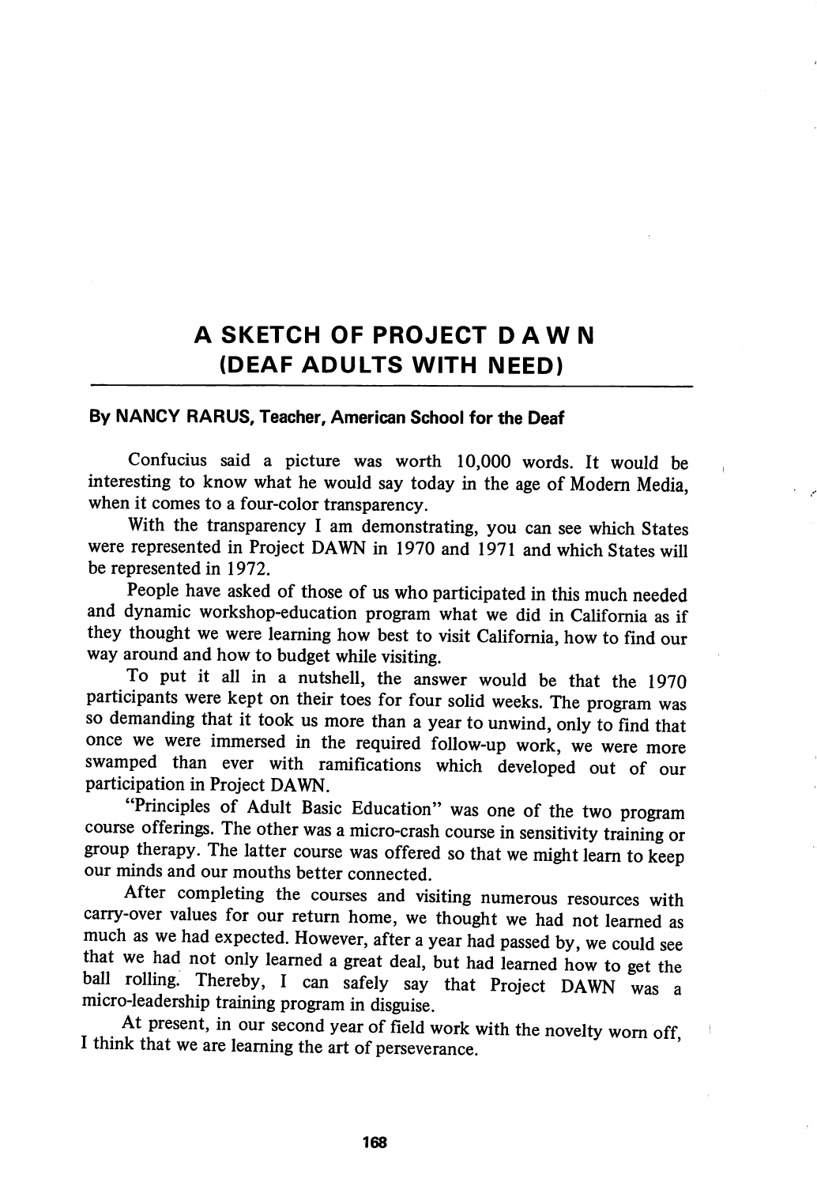# A SKETCH OF PROJECT D A W N (DEAF ADULTS WITH NEED)

**By NANCY RARUS, Teacher, American School for the Deaf**

Confucius said a picture was worth 10,000 words. It would be interesting to know what he would say today in the age of Modern Media, when it comes to a four-color transparency.

With the transparency I am demonstrating, you can see which States were represented in Project DAWN in 1970 and 1971 and which States will be represented in 1972.

People have asked of those of us who participated in this much needed and dynamic workshop-education program what we did in California as if they thought we were learning how best to visit California, how to find our way around and how to budget while visiting.

To put it all in a nutshell, the answer would be that the 1970 participants were kept on their toes for four solid weeks. The program was so demanding that it took us more than a year to unwind, only to find that once we were immersed in the required follow-up work, we were more swamped than ever with ramifications which developed out of our participation in Project DAWN.

"Principles of Adult Basic Education" was one of the two program course offerings. The other was a micro-crash course in sensitivity training or group therapy. The latter course was offered so that we might learn to keep our minds and our mouths better connected.

After completing the courses and visiting numerous resources with carry-over values for our return home, we thought we had not learned as much as we had expected. However, after a year had passed by, we could see that we had not only learned a great deal, but had learned how to get the ball rolling. Thereby, I can safely say that Project DAWN was a micro-leadership training program in disguise.

At present, in our second year of field work with the novelty worn off, I think that we are learning the art of perseverance.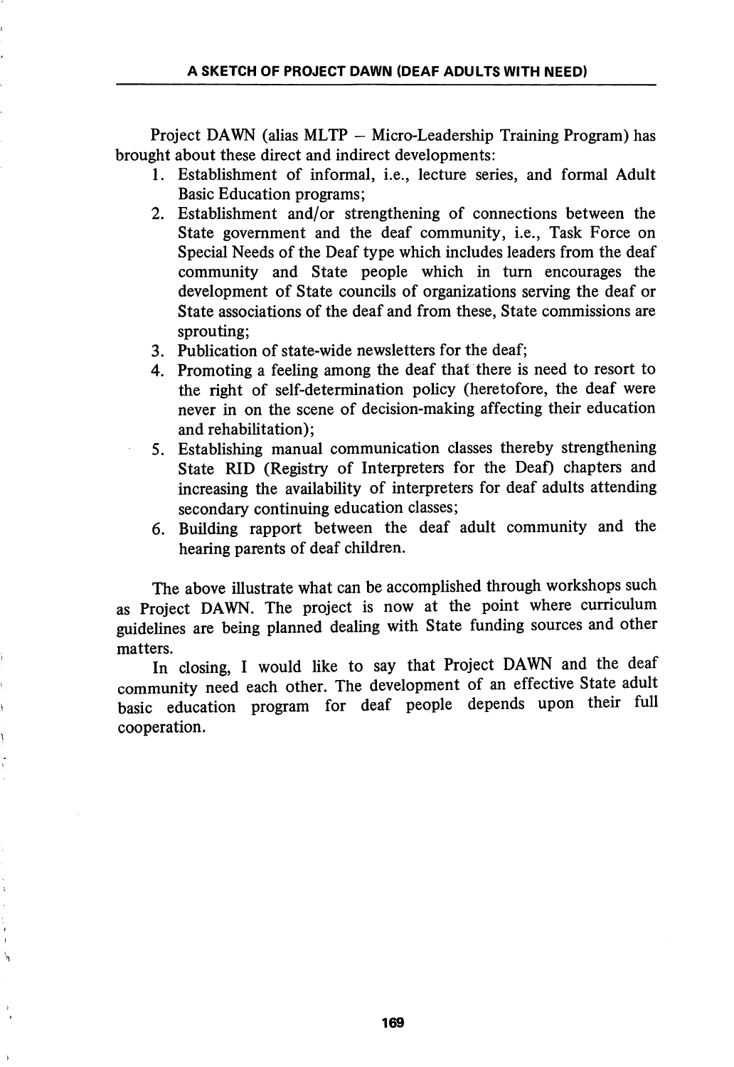Project DAWN (alias MLTP – Micro-Leadership Training Program) has brought about these direct and indirect developments:

1. Establishment of informal, i.e., lecture series, and formal Adult Basic Education programs;
2. Establishment and/or strengthening of connections between the State government and the deaf community, i.e., Task Force on Special Needs of the Deaf type which includes leaders from the deaf community and State people which in turn encourages the development of State councils of organizations serving the deaf or State associations of the deaf and from these, State commissions are sprouting;
3. Publication of state-wide newsletters for the deaf;
4. Promoting a feeling among the deaf that there is need to resort to the right of self-determination policy (heretofore, the deaf were never in on the scene of decision-making affecting their education and rehabilitation);
5. Establishing manual communication classes thereby strengthening State RID (Registry of Interpreters for the Deaf) chapters and increasing the availability of interpreters for deaf adults attending secondary continuing education classes;
6. Building rapport between the deaf adult community and the hearing parents of deaf children.

The above illustrate what can be accomplished through workshops such as Project DAWN. The project is now at the point where curriculum guidelines are being planned dealing with State funding sources and other matters.

In closing, I would like to say that Project DAWN and the deaf community need each other. The development of an effective State adult basic education program for deaf people depends upon their full cooperation.